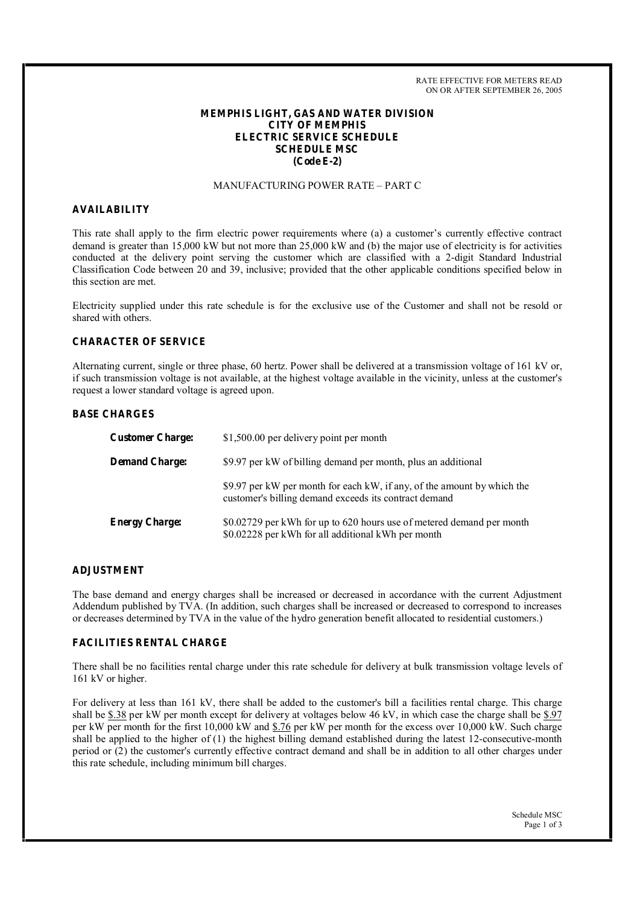RATE EFFECTIVE FOR METERS READ
ON OR AFTER SEPTEMBER 26, 2005

# MEMPHIS LIGHT, GAS AND WATER DIVISION
# CITY OF MEMPHIS
# ELECTRIC SERVICE SCHEDULE
# SCHEDULE MSC
# (Code E-2)

MANUFACTURING POWER RATE – PART C

## AVAILABILITY

This rate shall apply to the firm electric power requirements where (a) a customer's currently effective contract demand is greater than 15,000 kW but not more than 25,000 kW and (b) the major use of electricity is for activities conducted at the delivery point serving the customer which are classified with a 2-digit Standard Industrial Classification Code between 20 and 39, inclusive; provided that the other applicable conditions specified below in this section are met.

Electricity supplied under this rate schedule is for the exclusive use of the Customer and shall not be resold or shared with others.

## CHARACTER OF SERVICE

Alternating current, single or three phase, 60 hertz. Power shall be delivered at a transmission voltage of 161 kV or, if such transmission voltage is not available, at the highest voltage available in the vicinity, unless at the customer's request a lower standard voltage is agreed upon.

## BASE CHARGES

**Customer Charge:** $1,500.00 per delivery point per month

**Demand Charge:** $9.97 per kW of billing demand per month, plus an additional

$9.97 per kW per month for each kW, if any, of the amount by which the customer's billing demand exceeds its contract demand

**Energy Charge:** $0.02729 per kWh for up to 620 hours use of metered demand per month
$0.02228 per kWh for all additional kWh per month

## ADJUSTMENT

The base demand and energy charges shall be increased or decreased in accordance with the current Adjustment Addendum published by TVA. (In addition, such charges shall be increased or decreased to correspond to increases or decreases determined by TVA in the value of the hydro generation benefit allocated to residential customers.)

## FACILITIES RENTAL CHARGE

There shall be no facilities rental charge under this rate schedule for delivery at bulk transmission voltage levels of 161 kV or higher.

For delivery at less than 161 kV, there shall be added to the customer's bill a facilities rental charge. This charge shall be $.38 per kW per month except for delivery at voltages below 46 kV, in which case the charge shall be $.97 per kW per month for the first 10,000 kW and $.76 per kW per month for the excess over 10,000 kW. Such charge shall be applied to the higher of (1) the highest billing demand established during the latest 12-consecutive-month period or (2) the customer's currently effective contract demand and shall be in addition to all other charges under this rate schedule, including minimum bill charges.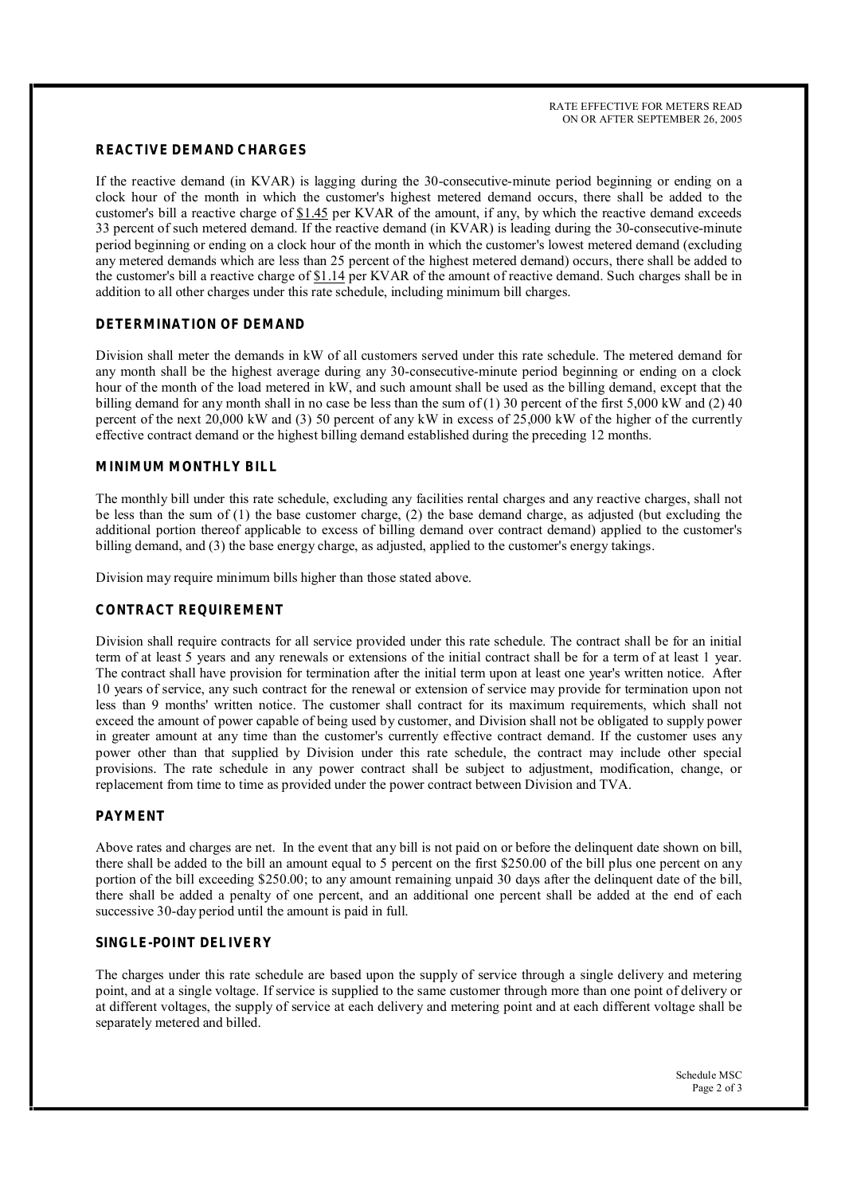RATE EFFECTIVE FOR METERS READ ON OR AFTER SEPTEMBER 26, 2005

## REACTIVE DEMAND CHARGES

If the reactive demand (in KVAR) is lagging during the 30-consecutive-minute period beginning or ending on a clock hour of the month in which the customer's highest metered demand occurs, there shall be added to the customer's bill a reactive charge of $1.45 per KVAR of the amount, if any, by which the reactive demand exceeds 33 percent of such metered demand. If the reactive demand (in KVAR) is leading during the 30-consecutive-minute period beginning or ending on a clock hour of the month in which the customer's lowest metered demand (excluding any metered demands which are less than 25 percent of the highest metered demand) occurs, there shall be added to the customer's bill a reactive charge of $1.14 per KVAR of the amount of reactive demand. Such charges shall be in addition to all other charges under this rate schedule, including minimum bill charges.

## DETERMINATION OF DEMAND

Division shall meter the demands in kW of all customers served under this rate schedule. The metered demand for any month shall be the highest average during any 30-consecutive-minute period beginning or ending on a clock hour of the month of the load metered in kW, and such amount shall be used as the billing demand, except that the billing demand for any month shall in no case be less than the sum of (1) 30 percent of the first 5,000 kW and (2) 40 percent of the next 20,000 kW and (3) 50 percent of any kW in excess of 25,000 kW of the higher of the currently effective contract demand or the highest billing demand established during the preceding 12 months.

## MINIMUM MONTHLY BILL

The monthly bill under this rate schedule, excluding any facilities rental charges and any reactive charges, shall not be less than the sum of (1) the base customer charge, (2) the base demand charge, as adjusted (but excluding the additional portion thereof applicable to excess of billing demand over contract demand) applied to the customer's billing demand, and (3) the base energy charge, as adjusted, applied to the customer's energy takings.

Division may require minimum bills higher than those stated above.

## CONTRACT REQUIREMENT

Division shall require contracts for all service provided under this rate schedule. The contract shall be for an initial term of at least 5 years and any renewals or extensions of the initial contract shall be for a term of at least 1 year. The contract shall have provision for termination after the initial term upon at least one year's written notice. After 10 years of service, any such contract for the renewal or extension of service may provide for termination upon not less than 9 months' written notice. The customer shall contract for its maximum requirements, which shall not exceed the amount of power capable of being used by customer, and Division shall not be obligated to supply power in greater amount at any time than the customer's currently effective contract demand. If the customer uses any power other than that supplied by Division under this rate schedule, the contract may include other special provisions. The rate schedule in any power contract shall be subject to adjustment, modification, change, or replacement from time to time as provided under the power contract between Division and TVA.

## PAYMENT

Above rates and charges are net. In the event that any bill is not paid on or before the delinquent date shown on bill, there shall be added to the bill an amount equal to 5 percent on the first $250.00 of the bill plus one percent on any portion of the bill exceeding $250.00; to any amount remaining unpaid 30 days after the delinquent date of the bill, there shall be added a penalty of one percent, and an additional one percent shall be added at the end of each successive 30-day period until the amount is paid in full.

## SINGLE-POINT DELIVERY

The charges under this rate schedule are based upon the supply of service through a single delivery and metering point, and at a single voltage. If service is supplied to the same customer through more than one point of delivery or at different voltages, the supply of service at each delivery and metering point and at each different voltage shall be separately metered and billed.

Schedule MSC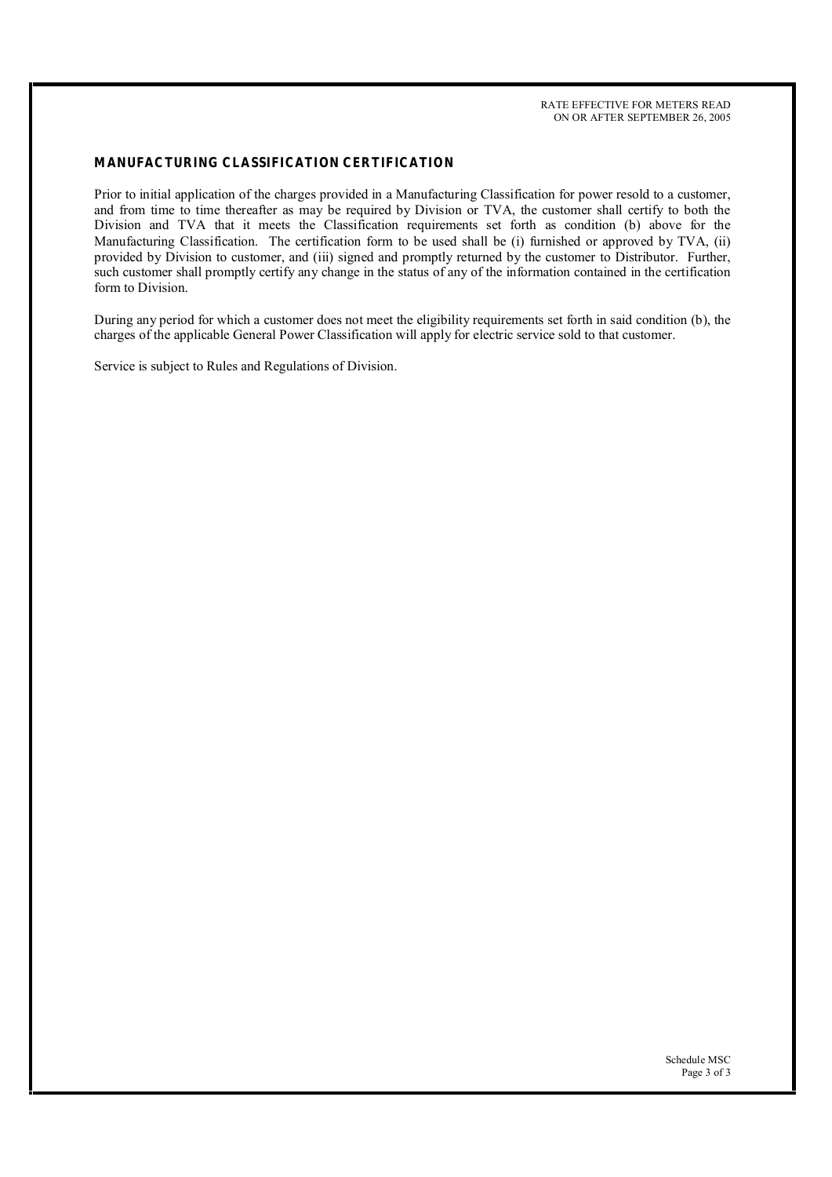RATE EFFECTIVE FOR METERS READ
ON OR AFTER SEPTEMBER 26, 2005

## MANUFACTURING CLASSIFICATION CERTIFICATION

Prior to initial application of the charges provided in a Manufacturing Classification for power resold to a customer, and from time to time thereafter as may be required by Division or TVA, the customer shall certify to both the Division and TVA that it meets the Classification requirements set forth as condition (b) above for the Manufacturing Classification. The certification form to be used shall be (i) furnished or approved by TVA, (ii) provided by Division to customer, and (iii) signed and promptly returned by the customer to Distributor. Further, such customer shall promptly certify any change in the status of any of the information contained in the certification form to Division.

During any period for which a customer does not meet the eligibility requirements set forth in said condition (b), the charges of the applicable General Power Classification will apply for electric service sold to that customer.

Service is subject to Rules and Regulations of Division.

Schedule MSC